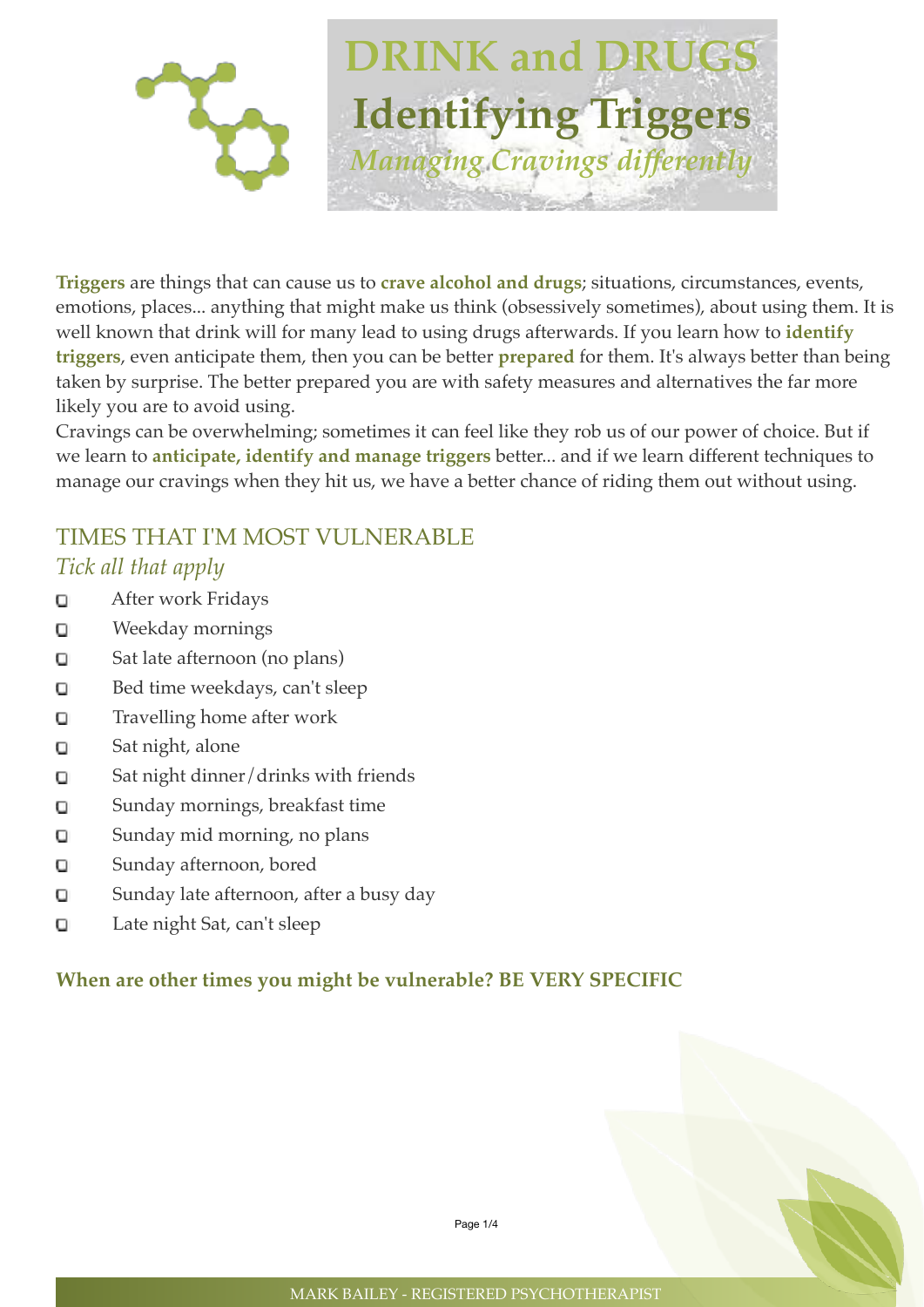# DRINK and DRUGS

## Identifying Triggers

*Managing Cravings differently*

**Triggers** are things that can cause us to **crave alcohol and drugs**; situations, circumstances, events, emotions, places... anything that might make us think (obsessively sometimes), about using them. It is well known that drink will for many lead to using drugs afterwards. If you learn how to **identify triggers**, even anticipate them, then you can be better **prepared** for them. It's always better than being taken by surprise. The better prepared you are with safety measures and alternatives the far more likely you are to avoid using.

Cravings can be overwhelming; sometimes it can feel like they rob us of our power of choice. But if we learn to **anticipate, identify and manage triggers** better... and if we learn different techniques to manage our cravings when they hit us, we have a better chance of riding them out without using.

## TIMES THAT I'M MOST VULNERABLE

*Tick all that apply*

- [ ] After work Fridays
- [ ] Weekday mornings
- [ ] Sat late afternoon (no plans)
- [ ] Bed time weekdays, can't sleep
- [ ] Travelling home after work
- [ ] Sat night, alone
- [ ] Sat night dinner/drinks with friends
- [ ] Sunday mornings, breakfast time
- [ ] Sunday mid morning, no plans
- [ ] Sunday afternoon, bored
- [ ] Sunday late afternoon, after a busy day
- [ ] Late night Sat, can't sleep

**When are other times you might be vulnerable? BE VERY SPECIFIC**

MARK BAILEY - REGISTERED PSYCHOTHERAPIST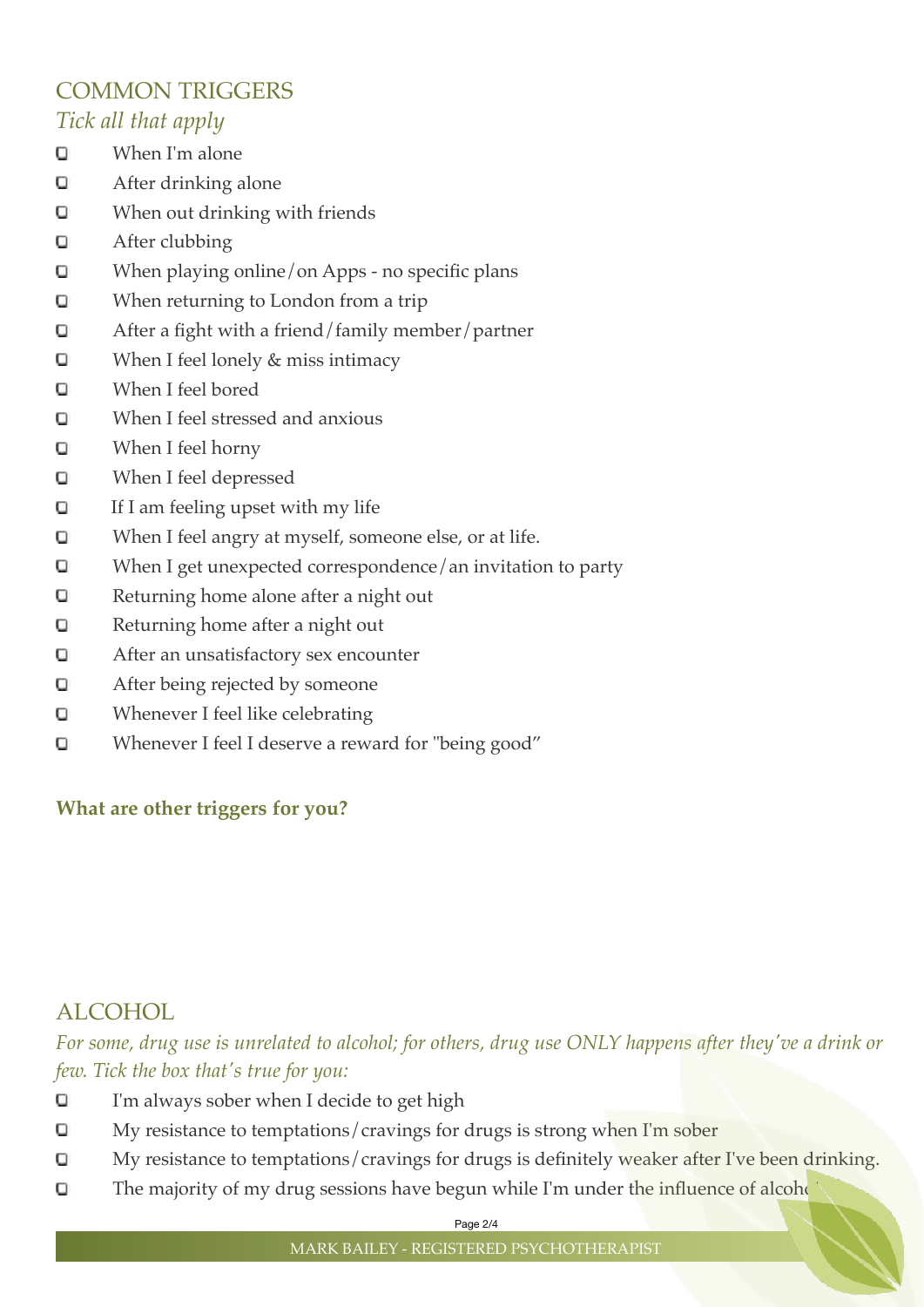## COMMON TRIGGERS

*Tick all that apply*

- [ ] When I'm alone
- [ ] After drinking alone
- [ ] When out drinking with friends
- [ ] After clubbing
- [ ] When playing online/on Apps - no specific plans
- [ ] When returning to London from a trip
- [ ] After a fight with a friend/family member/partner
- [ ] When I feel lonely & miss intimacy
- [ ] When I feel bored
- [ ] When I feel stressed and anxious
- [ ] When I feel horny
- [ ] When I feel depressed
- [ ] If I am feeling upset with my life
- [ ] When I feel angry at myself, someone else, or at life.
- [ ] When I get unexpected correspondence/an invitation to party
- [ ] Returning home alone after a night out
- [ ] Returning home after a night out
- [ ] After an unsatisfactory sex encounter
- [ ] After being rejected by someone
- [ ] Whenever I feel like celebrating
- [ ] Whenever I feel I deserve a reward for "being good"

**What are other triggers for you?**

## ALCOHOL

*For some, drug use is unrelated to alcohol; for others, drug use ONLY happens after they've a drink or few. Tick the box that's true for you:*

- [ ] I'm always sober when I decide to get high
- [ ] My resistance to temptations/cravings for drugs is strong when I'm sober
- [ ] My resistance to temptations/cravings for drugs is definitely weaker after I've been drinking.
- [ ] The majority of my drug sessions have begun while I'm under the influence of alcohol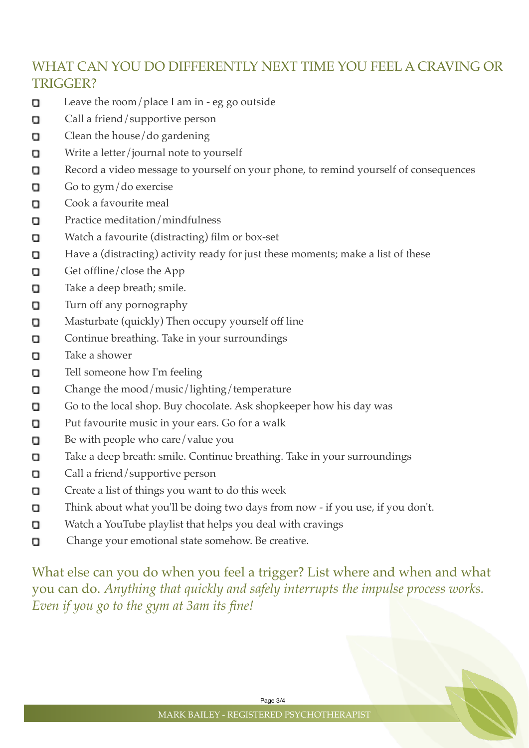## WHAT CAN YOU DO DIFFERENTLY NEXT TIME YOU FEEL A CRAVING OR TRIGGER?

- [ ] Leave the room/place I am in - eg go outside
- [ ] Call a friend/supportive person
- [ ] Clean the house/do gardening
- [ ] Write a letter/journal note to yourself
- [ ] Record a video message to yourself on your phone, to remind yourself of consequences
- [ ] Go to gym/do exercise
- [ ] Cook a favourite meal
- [ ] Practice meditation/mindfulness
- [ ] Watch a favourite (distracting) film or box-set
- [ ] Have a (distracting) activity ready for just these moments; make a list of these
- [ ] Get offline/close the App
- [ ] Take a deep breath; smile.
- [ ] Turn off any pornography
- [ ] Masturbate (quickly) Then occupy yourself off line
- [ ] Continue breathing. Take in your surroundings
- [ ] Take a shower
- [ ] Tell someone how I'm feeling
- [ ] Change the mood/music/lighting/temperature
- [ ] Go to the local shop. Buy chocolate. Ask shopkeeper how his day was
- [ ] Put favourite music in your ears. Go for a walk
- [ ] Be with people who care/value you
- [ ] Take a deep breath: smile. Continue breathing. Take in your surroundings
- [ ] Call a friend/supportive person
- [ ] Create a list of things you want to do this week
- [ ] Think about what you'll be doing two days from now - if you use, if you don't.
- [ ] Watch a YouTube playlist that helps you deal with cravings
- [ ] Change your emotional state somehow. Be creative.

What else can you do when you feel a trigger? List where and when and what you can do. *Anything that quickly and safely interrupts the impulse process works. Even if you go to the gym at 3am its fine!*